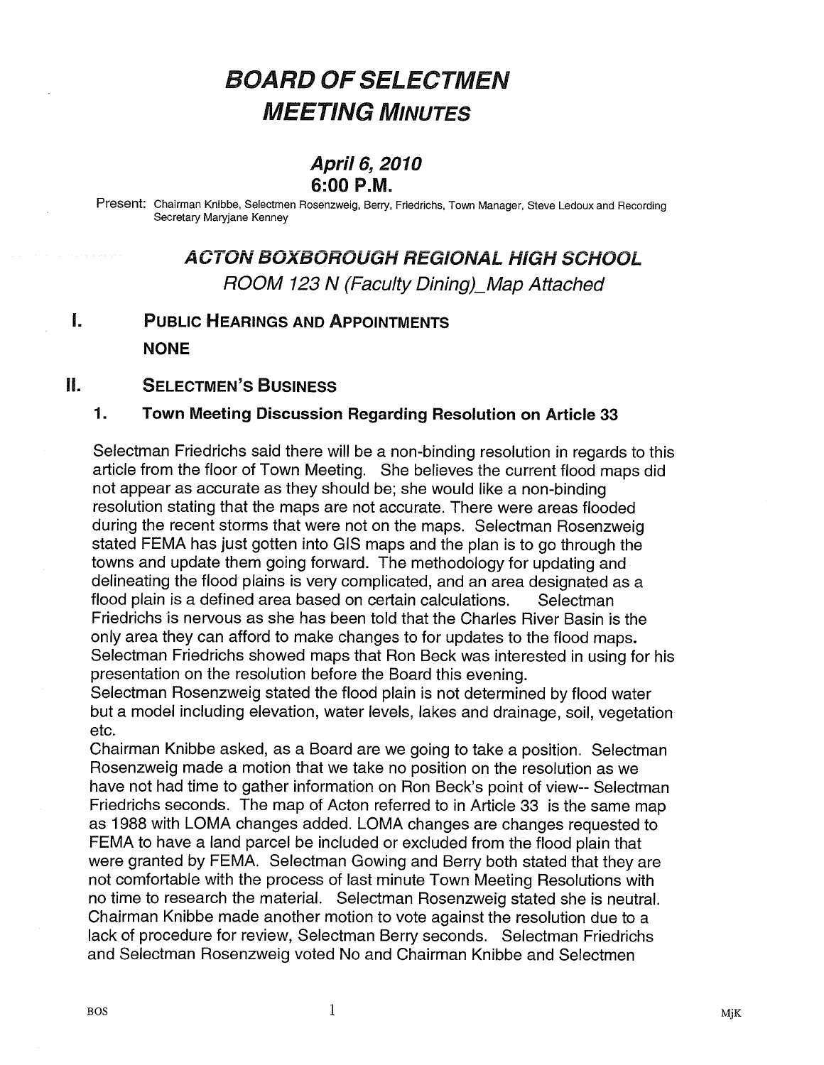# BOARD OF SELECTMEN
# MEETING MINUTES

## April 6, 2010
## 6:00 P.M.

Present: Chairman Knibbe, Selectmen Rosenzweig, Berry, Friedrichs, Town Manager, Steve Ledoux and Recording Secretary Maryjane Kenney

## ACTON BOXBOROUGH REGIONAL HIGH SCHOOL

*ROOM 123 N (Faculty Dining)_Map Attached*

## I. PUBLIC HEARINGS AND APPOINTMENTS

**NONE**

## II. SELECTMEN'S BUSINESS

### 1. Town Meeting Discussion Regarding Resolution on Article 33

Selectman Friedrichs said there will be a non-binding resolution in regards to this article from the floor of Town Meeting. She believes the current flood maps did not appear as accurate as they should be; she would like a non-binding resolution stating that the maps are not accurate. There were areas flooded during the recent storms that were not on the maps. Selectman Rosenzweig stated FEMA has just gotten into GIS maps and the plan is to go through the towns and update them going forward. The methodology for updating and delineating the flood plains is very complicated, and an area designated as a flood plain is a defined area based on certain calculations. Selectman Friedrichs is nervous as she has been told that the Charles River Basin is the only area they can afford to make changes to for updates to the flood maps. Selectman Friedrichs showed maps that Ron Beck was interested in using for his presentation on the resolution before the Board this evening.

Selectman Rosenzweig stated the flood plain is not determined by flood water but a model including elevation, water levels, lakes and drainage, soil, vegetation etc.

Chairman Knibbe asked, as a Board are we going to take a position. Selectman Rosenzweig made a motion that we take no position on the resolution as we have not had time to gather information on Ron Beck's point of view-- Selectman Friedrichs seconds. The map of Acton referred to in Article 33 is the same map as 1988 with LOMA changes added. LOMA changes are changes requested to FEMA to have a land parcel be included or excluded from the flood plain that were granted by FEMA. Selectman Gowing and Berry both stated that they are not comfortable with the process of last minute Town Meeting Resolutions with no time to research the material. Selectman Rosenzweig stated she is neutral. Chairman Knibbe made another motion to vote against the resolution due to a lack of procedure for review, Selectman Berry seconds. Selectman Friedrichs and Selectman Rosenzweig voted No and Chairman Knibbe and Selectmen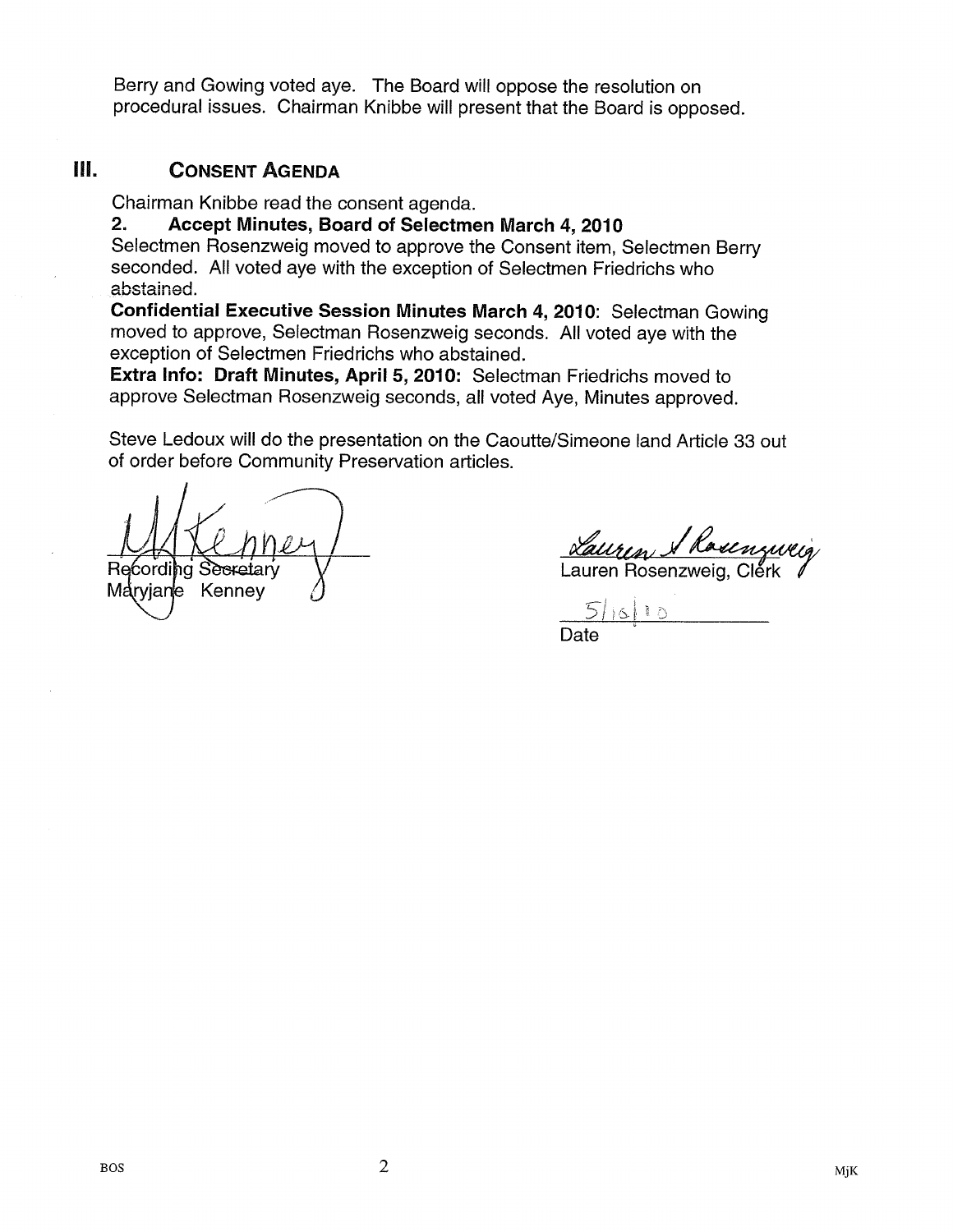Berry and Gowing voted aye. The Board will oppose the resolution on procedural issues. Chairman Knibbe will present that the Board is opposed.

## III. CONSENT AGENDA

Chairman Knibbe read the consent agenda.

**2. Accept Minutes, Board of Selectmen March 4, 2010**

Selectmen Rosenzweig moved to approve the Consent item, Selectmen Berry seconded. All voted aye with the exception of Selectmen Friedrichs who abstained.

**Confidential Executive Session Minutes March 4, 2010:** Selectman Gowing moved to approve, Selectman Rosenzweig seconds. All voted aye with the exception of Selectmen Friedrichs who abstained.

**Extra Info: Draft Minutes, April 5, 2010:** Selectman Friedrichs moved to approve Selectman Rosenzweig seconds, all voted Aye, Minutes approved.

Steve Ledoux will do the presentation on the Caoutte/Simeone land Article 33 out of order before Community Preservation articles.

Recording Secretary
Maryjane Kenney

Lauren Rosenzweig, Clerk

5/18/10
Date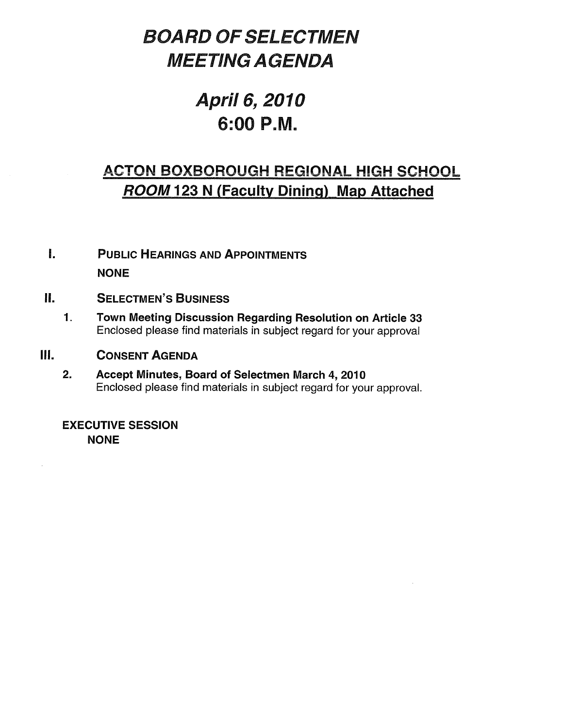# BOARD OF SELECTMEN MEETING AGENDA

## April 6, 2010
## 6:00 P.M.

### ACTON BOXBOROUGH REGIONAL HIGH SCHOOL
### *ROOM* 123 N (Faculty Dining) Map Attached

I. **PUBLIC HEARINGS AND APPOINTMENTS**

**NONE**

II. **SELECTMEN'S BUSINESS**

1. **Town Meeting Discussion Regarding Resolution on Article 33**
   Enclosed please find materials in subject regard for your approval

III. **CONSENT AGENDA**

2. **Accept Minutes, Board of Selectmen March 4, 2010**
   Enclosed please find materials in subject regard for your approval.

**EXECUTIVE SESSION**

**NONE**